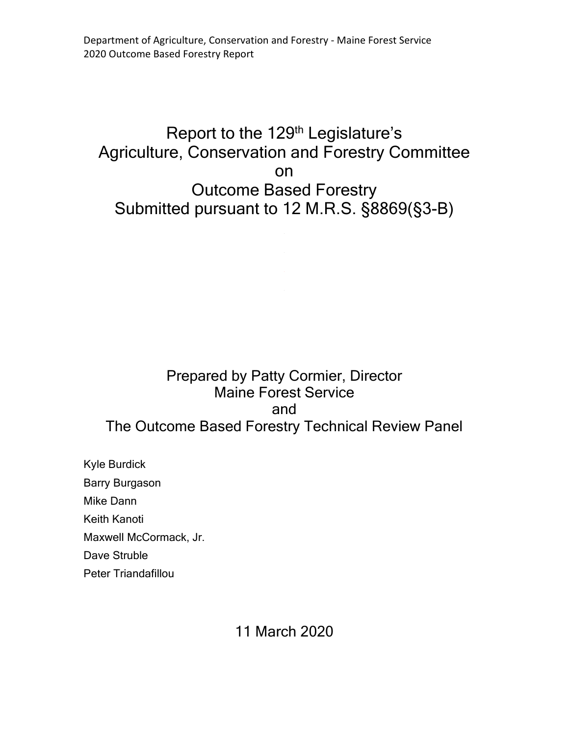# Report to the 129th Legislature's Agriculture, Conservation and Forestry Committee on Outcome Based Forestry Submitted pursuant to 12 M.R.S. §8869(§3-B)

Prepared by Patty Cormier, Director
Maine Forest Service
and
The Outcome Based Forestry Technical Review Panel

Kyle Burdick
Barry Burgason
Mike Dann
Keith Kanoti
Maxwell McCormack, Jr.
Dave Struble
Peter Triandafillou

11 March 2020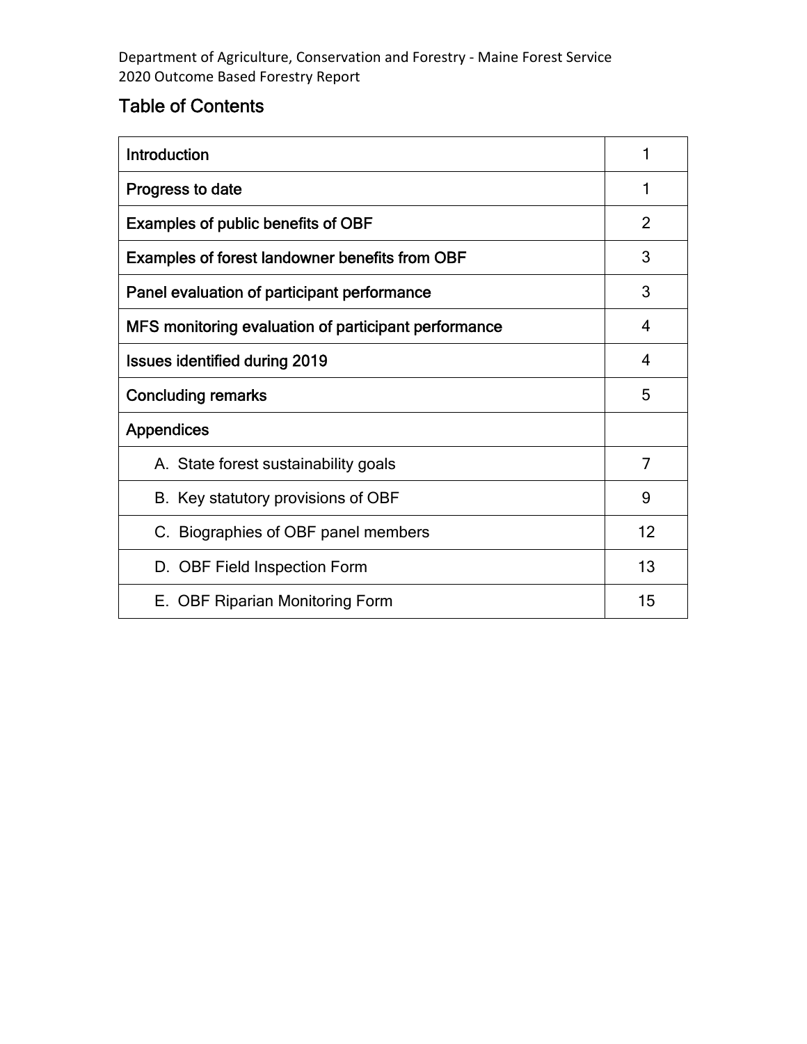## Table of Contents

| | |
|---|---|
| Introduction | 1 |
| Progress to date | 1 |
| Examples of public benefits of OBF | 2 |
| Examples of forest landowner benefits from OBF | 3 |
| Panel evaluation of participant performance | 3 |
| MFS monitoring evaluation of participant performance | 4 |
| Issues identified during 2019 | 4 |
| Concluding remarks | 5 |
| Appendices | |
| A. State forest sustainability goals | 7 |
| B. Key statutory provisions of OBF | 9 |
| C. Biographies of OBF panel members | 12 |
| D. OBF Field Inspection Form | 13 |
| E. OBF Riparian Monitoring Form | 15 |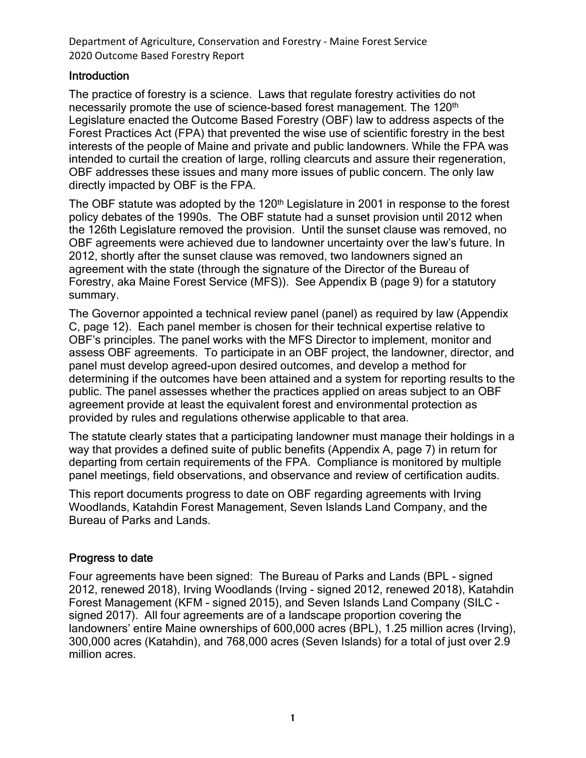## Introduction

The practice of forestry is a science. Laws that regulate forestry activities do not necessarily promote the use of science-based forest management. The 120th Legislature enacted the Outcome Based Forestry (OBF) law to address aspects of the Forest Practices Act (FPA) that prevented the wise use of scientific forestry in the best interests of the people of Maine and private and public landowners. While the FPA was intended to curtail the creation of large, rolling clearcuts and assure their regeneration, OBF addresses these issues and many more issues of public concern. The only law directly impacted by OBF is the FPA.

The OBF statute was adopted by the 120th Legislature in 2001 in response to the forest policy debates of the 1990s. The OBF statute had a sunset provision until 2012 when the 126th Legislature removed the provision. Until the sunset clause was removed, no OBF agreements were achieved due to landowner uncertainty over the law's future. In 2012, shortly after the sunset clause was removed, two landowners signed an agreement with the state (through the signature of the Director of the Bureau of Forestry, aka Maine Forest Service (MFS)). See Appendix B (page 9) for a statutory summary.

The Governor appointed a technical review panel (panel) as required by law (Appendix C, page 12). Each panel member is chosen for their technical expertise relative to OBF's principles. The panel works with the MFS Director to implement, monitor and assess OBF agreements. To participate in an OBF project, the landowner, director, and panel must develop agreed-upon desired outcomes, and develop a method for determining if the outcomes have been attained and a system for reporting results to the public. The panel assesses whether the practices applied on areas subject to an OBF agreement provide at least the equivalent forest and environmental protection as provided by rules and regulations otherwise applicable to that area.

The statute clearly states that a participating landowner must manage their holdings in a way that provides a defined suite of public benefits (Appendix A, page 7) in return for departing from certain requirements of the FPA. Compliance is monitored by multiple panel meetings, field observations, and observance and review of certification audits.

This report documents progress to date on OBF regarding agreements with Irving Woodlands, Katahdin Forest Management, Seven Islands Land Company, and the Bureau of Parks and Lands.

## Progress to date

Four agreements have been signed: The Bureau of Parks and Lands (BPL - signed 2012, renewed 2018), Irving Woodlands (Irving - signed 2012, renewed 2018), Katahdin Forest Management (KFM - signed 2015), and Seven Islands Land Company (SILC - signed 2017). All four agreements are of a landscape proportion covering the landowners' entire Maine ownerships of 600,000 acres (BPL), 1.25 million acres (Irving), 300,000 acres (Katahdin), and 768,000 acres (Seven Islands) for a total of just over 2.9 million acres.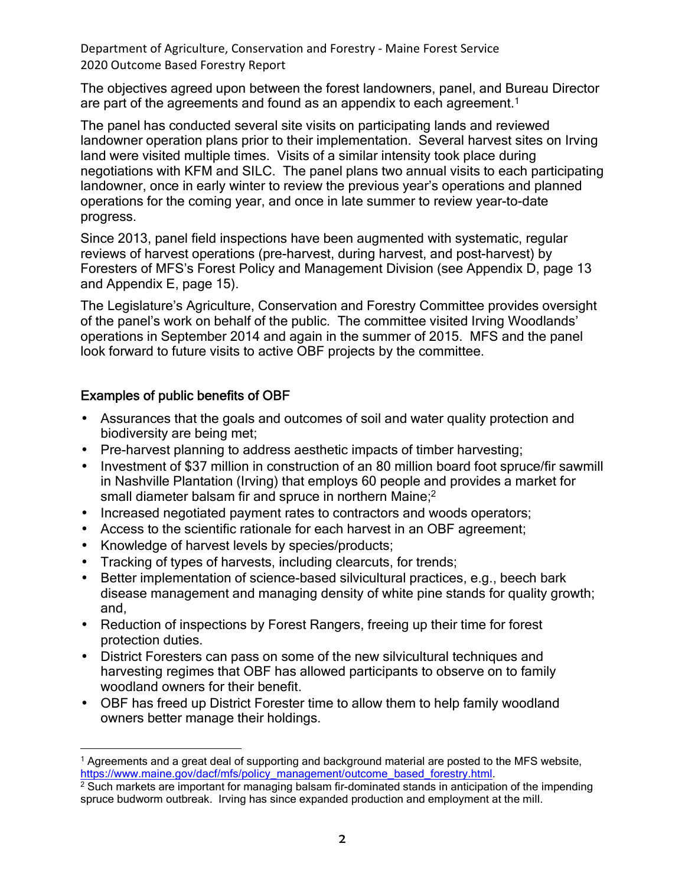The objectives agreed upon between the forest landowners, panel, and Bureau Director are part of the agreements and found as an appendix to each agreement.[1]

The panel has conducted several site visits on participating lands and reviewed landowner operation plans prior to their implementation. Several harvest sites on Irving land were visited multiple times. Visits of a similar intensity took place during negotiations with KFM and SILC. The panel plans two annual visits to each participating landowner, once in early winter to review the previous year's operations and planned operations for the coming year, and once in late summer to review year-to-date progress.

Since 2013, panel field inspections have been augmented with systematic, regular reviews of harvest operations (pre-harvest, during harvest, and post-harvest) by Foresters of MFS's Forest Policy and Management Division (see Appendix D, page 13 and Appendix E, page 15).

The Legislature's Agriculture, Conservation and Forestry Committee provides oversight of the panel's work on behalf of the public. The committee visited Irving Woodlands' operations in September 2014 and again in the summer of 2015. MFS and the panel look forward to future visits to active OBF projects by the committee.

## Examples of public benefits of OBF

- Assurances that the goals and outcomes of soil and water quality protection and biodiversity are being met;
- Pre-harvest planning to address aesthetic impacts of timber harvesting;
- Investment of $37 million in construction of an 80 million board foot spruce/fir sawmill in Nashville Plantation (Irving) that employs 60 people and provides a market for small diameter balsam fir and spruce in northern Maine;[2]
- Increased negotiated payment rates to contractors and woods operators;
- Access to the scientific rationale for each harvest in an OBF agreement;
- Knowledge of harvest levels by species/products;
- Tracking of types of harvests, including clearcuts, for trends;
- Better implementation of science-based silvicultural practices, e.g., beech bark disease management and managing density of white pine stands for quality growth; and,
- Reduction of inspections by Forest Rangers, freeing up their time for forest protection duties.
- District Foresters can pass on some of the new silvicultural techniques and harvesting regimes that OBF has allowed participants to observe on to family woodland owners for their benefit.
- OBF has freed up District Forester time to allow them to help family woodland owners better manage their holdings.

---

[1] Agreements and a great deal of supporting and background material are posted to the MFS website, https://www.maine.gov/dacf/mfs/policy_management/outcome_based_forestry.html.

[2] Such markets are important for managing balsam fir-dominated stands in anticipation of the impending spruce budworm outbreak. Irving has since expanded production and employment at the mill.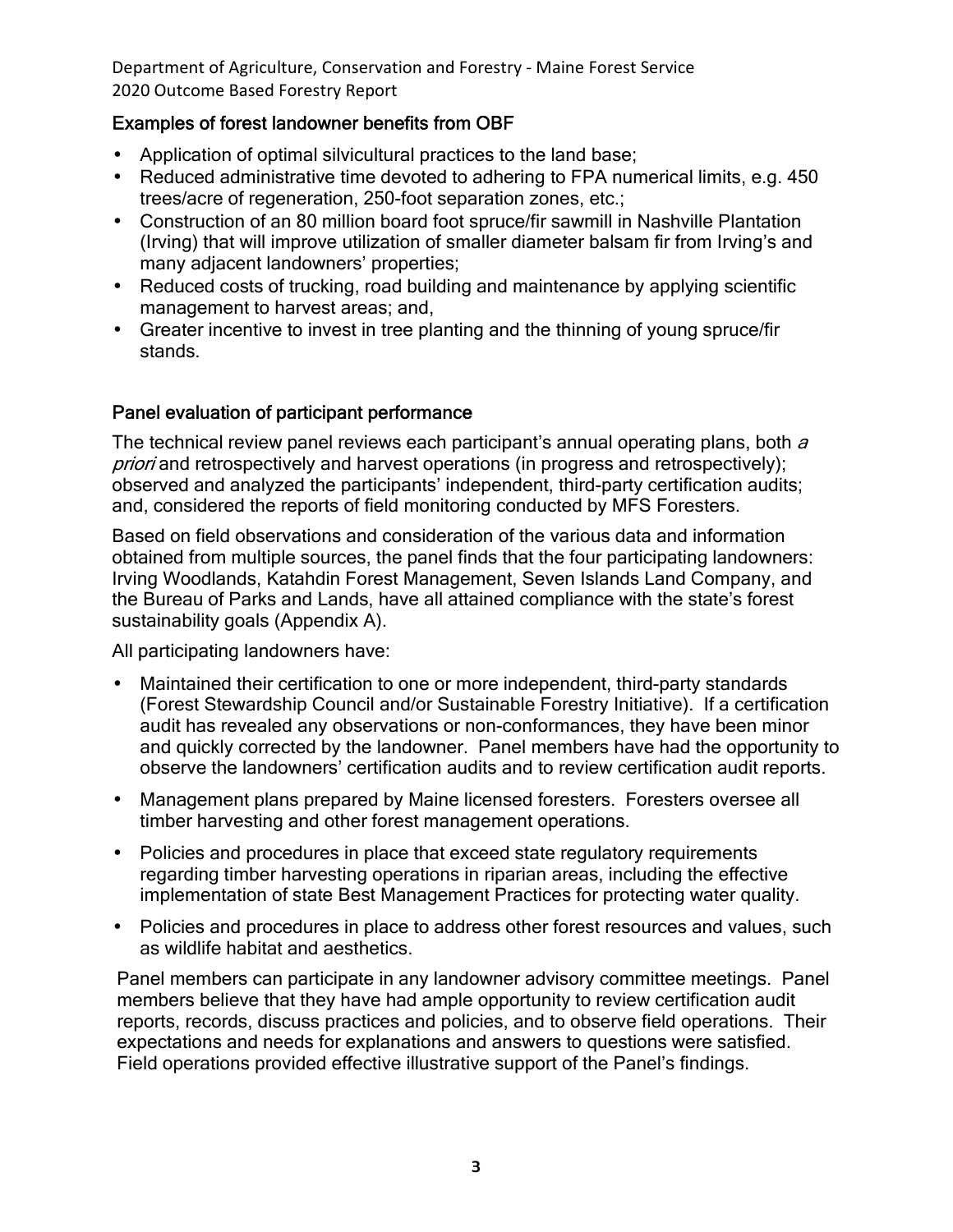### Examples of forest landowner benefits from OBF

- Application of optimal silvicultural practices to the land base;
- Reduced administrative time devoted to adhering to FPA numerical limits, e.g. 450 trees/acre of regeneration, 250-foot separation zones, etc.;
- Construction of an 80 million board foot spruce/fir sawmill in Nashville Plantation (Irving) that will improve utilization of smaller diameter balsam fir from Irving's and many adjacent landowners' properties;
- Reduced costs of trucking, road building and maintenance by applying scientific management to harvest areas; and,
- Greater incentive to invest in tree planting and the thinning of young spruce/fir stands.

### Panel evaluation of participant performance

The technical review panel reviews each participant's annual operating plans, both *a priori* and retrospectively and harvest operations (in progress and retrospectively); observed and analyzed the participants' independent, third-party certification audits; and, considered the reports of field monitoring conducted by MFS Foresters.

Based on field observations and consideration of the various data and information obtained from multiple sources, the panel finds that the four participating landowners: Irving Woodlands, Katahdin Forest Management, Seven Islands Land Company, and the Bureau of Parks and Lands, have all attained compliance with the state's forest sustainability goals (Appendix A).

All participating landowners have:

- Maintained their certification to one or more independent, third-party standards (Forest Stewardship Council and/or Sustainable Forestry Initiative). If a certification audit has revealed any observations or non-conformances, they have been minor and quickly corrected by the landowner. Panel members have had the opportunity to observe the landowners' certification audits and to review certification audit reports.
- Management plans prepared by Maine licensed foresters. Foresters oversee all timber harvesting and other forest management operations.
- Policies and procedures in place that exceed state regulatory requirements regarding timber harvesting operations in riparian areas, including the effective implementation of state Best Management Practices for protecting water quality.
- Policies and procedures in place to address other forest resources and values, such as wildlife habitat and aesthetics.

Panel members can participate in any landowner advisory committee meetings. Panel members believe that they have had ample opportunity to review certification audit reports, records, discuss practices and policies, and to observe field operations. Their expectations and needs for explanations and answers to questions were satisfied. Field operations provided effective illustrative support of the Panel's findings.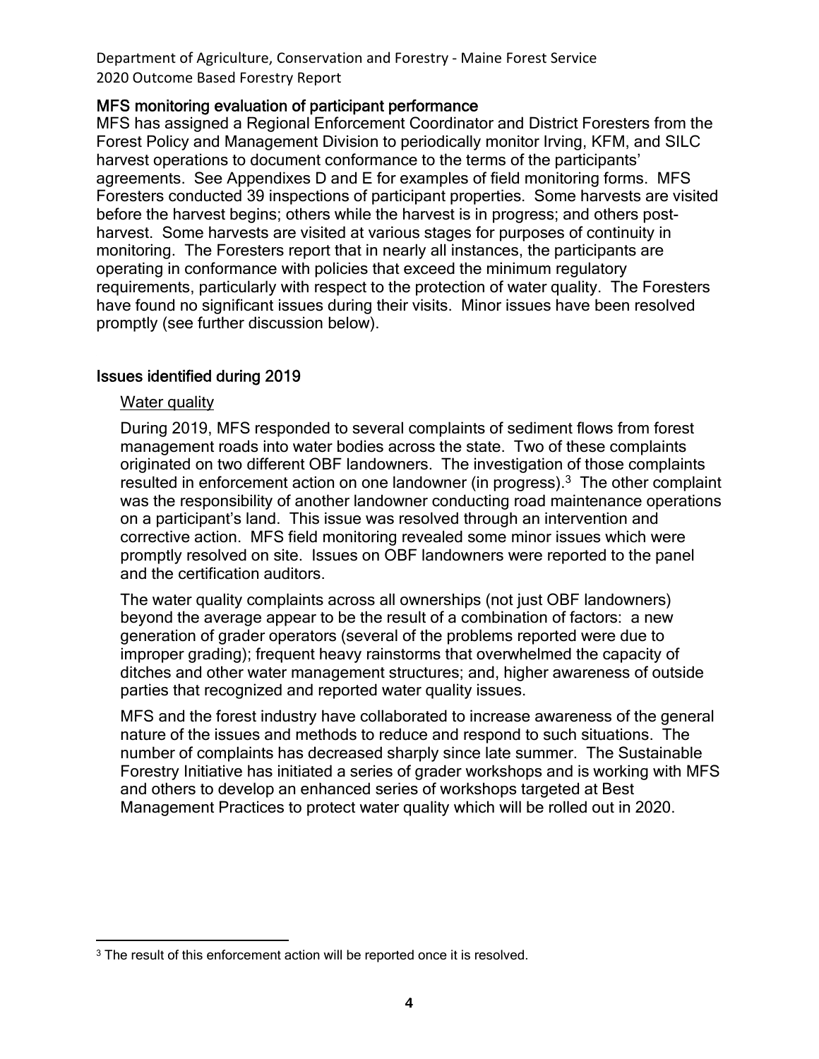## MFS monitoring evaluation of participant performance

MFS has assigned a Regional Enforcement Coordinator and District Foresters from the Forest Policy and Management Division to periodically monitor Irving, KFM, and SILC harvest operations to document conformance to the terms of the participants' agreements. See Appendixes D and E for examples of field monitoring forms. MFS Foresters conducted 39 inspections of participant properties. Some harvests are visited before the harvest begins; others while the harvest is in progress; and others post-harvest. Some harvests are visited at various stages for purposes of continuity in monitoring. The Foresters report that in nearly all instances, the participants are operating in conformance with policies that exceed the minimum regulatory requirements, particularly with respect to the protection of water quality. The Foresters have found no significant issues during their visits. Minor issues have been resolved promptly (see further discussion below).

## Issues identified during 2019

### Water quality

During 2019, MFS responded to several complaints of sediment flows from forest management roads into water bodies across the state. Two of these complaints originated on two different OBF landowners. The investigation of those complaints resulted in enforcement action on one landowner (in progress).[3] The other complaint was the responsibility of another landowner conducting road maintenance operations on a participant's land. This issue was resolved through an intervention and corrective action. MFS field monitoring revealed some minor issues which were promptly resolved on site. Issues on OBF landowners were reported to the panel and the certification auditors.

The water quality complaints across all ownerships (not just OBF landowners) beyond the average appear to be the result of a combination of factors: a new generation of grader operators (several of the problems reported were due to improper grading); frequent heavy rainstorms that overwhelmed the capacity of ditches and other water management structures; and, higher awareness of outside parties that recognized and reported water quality issues.

MFS and the forest industry have collaborated to increase awareness of the general nature of the issues and methods to reduce and respond to such situations. The number of complaints has decreased sharply since late summer. The Sustainable Forestry Initiative has initiated a series of grader workshops and is working with MFS and others to develop an enhanced series of workshops targeted at Best Management Practices to protect water quality which will be rolled out in 2020.

[3] The result of this enforcement action will be reported once it is resolved.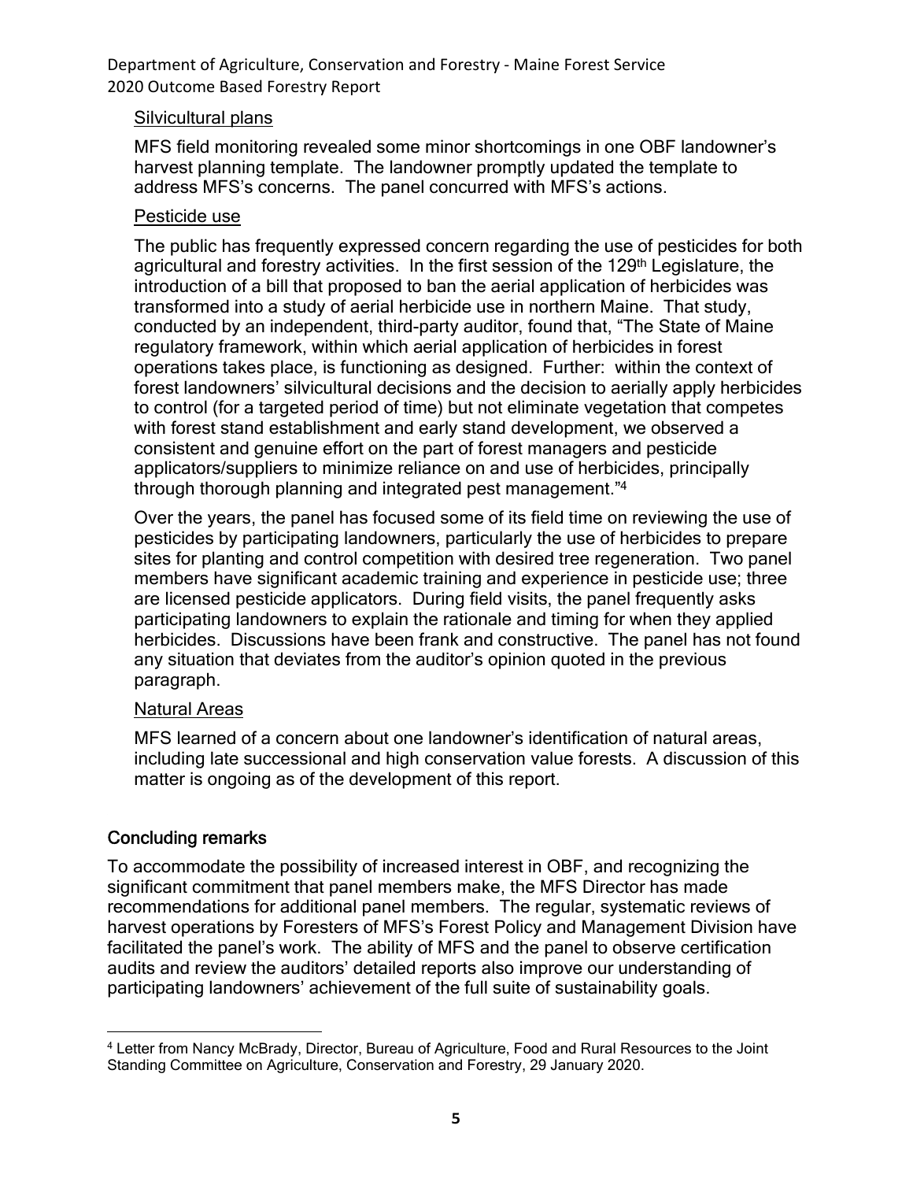### Silvicultural plans

MFS field monitoring revealed some minor shortcomings in one OBF landowner's harvest planning template. The landowner promptly updated the template to address MFS's concerns. The panel concurred with MFS's actions.

### Pesticide use

The public has frequently expressed concern regarding the use of pesticides for both agricultural and forestry activities. In the first session of the 129th Legislature, the introduction of a bill that proposed to ban the aerial application of herbicides was transformed into a study of aerial herbicide use in northern Maine. That study, conducted by an independent, third-party auditor, found that, "The State of Maine regulatory framework, within which aerial application of herbicides in forest operations takes place, is functioning as designed. Further: within the context of forest landowners' silvicultural decisions and the decision to aerially apply herbicides to control (for a targeted period of time) but not eliminate vegetation that competes with forest stand establishment and early stand development, we observed a consistent and genuine effort on the part of forest managers and pesticide applicators/suppliers to minimize reliance on and use of herbicides, principally through thorough planning and integrated pest management."[4]

Over the years, the panel has focused some of its field time on reviewing the use of pesticides by participating landowners, particularly the use of herbicides to prepare sites for planting and control competition with desired tree regeneration. Two panel members have significant academic training and experience in pesticide use; three are licensed pesticide applicators. During field visits, the panel frequently asks participating landowners to explain the rationale and timing for when they applied herbicides. Discussions have been frank and constructive. The panel has not found any situation that deviates from the auditor's opinion quoted in the previous paragraph.

### Natural Areas

MFS learned of a concern about one landowner's identification of natural areas, including late successional and high conservation value forests. A discussion of this matter is ongoing as of the development of this report.

## Concluding remarks

To accommodate the possibility of increased interest in OBF, and recognizing the significant commitment that panel members make, the MFS Director has made recommendations for additional panel members. The regular, systematic reviews of harvest operations by Foresters of MFS's Forest Policy and Management Division have facilitated the panel's work. The ability of MFS and the panel to observe certification audits and review the auditors' detailed reports also improve our understanding of participating landowners' achievement of the full suite of sustainability goals.

[4] Letter from Nancy McBrady, Director, Bureau of Agriculture, Food and Rural Resources to the Joint Standing Committee on Agriculture, Conservation and Forestry, 29 January 2020.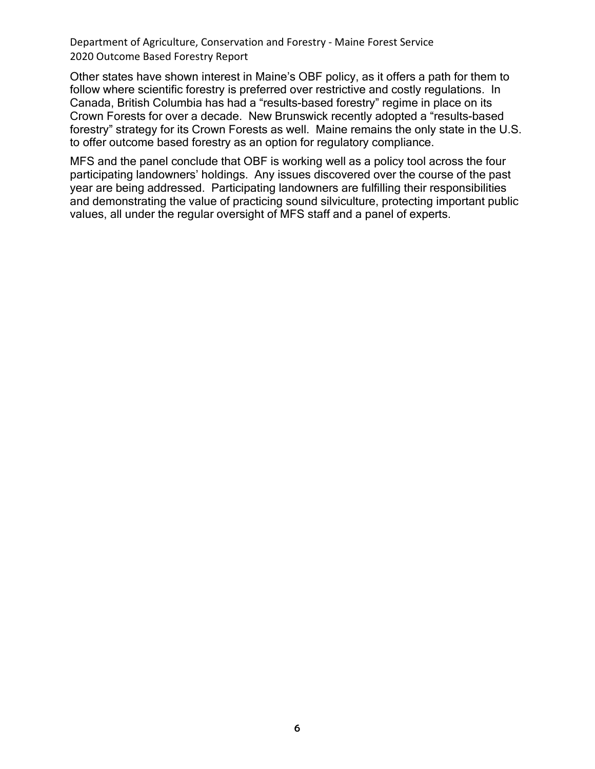Other states have shown interest in Maine's OBF policy, as it offers a path for them to follow where scientific forestry is preferred over restrictive and costly regulations. In Canada, British Columbia has had a "results-based forestry" regime in place on its Crown Forests for over a decade. New Brunswick recently adopted a "results-based forestry" strategy for its Crown Forests as well. Maine remains the only state in the U.S. to offer outcome based forestry as an option for regulatory compliance.

MFS and the panel conclude that OBF is working well as a policy tool across the four participating landowners' holdings. Any issues discovered over the course of the past year are being addressed. Participating landowners are fulfilling their responsibilities and demonstrating the value of practicing sound silviculture, protecting important public values, all under the regular oversight of MFS staff and a panel of experts.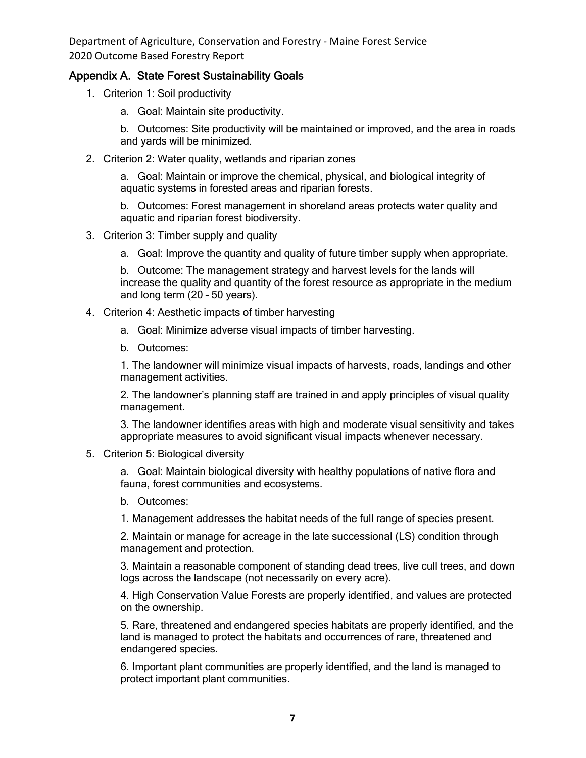## Appendix A. State Forest Sustainability Goals

1. Criterion 1: Soil productivity

   a. Goal: Maintain site productivity.

   b. Outcomes: Site productivity will be maintained or improved, and the area in roads and yards will be minimized.

2. Criterion 2: Water quality, wetlands and riparian zones

   a. Goal: Maintain or improve the chemical, physical, and biological integrity of aquatic systems in forested areas and riparian forests.

   b. Outcomes: Forest management in shoreland areas protects water quality and aquatic and riparian forest biodiversity.

3. Criterion 3: Timber supply and quality

   a. Goal: Improve the quantity and quality of future timber supply when appropriate.

   b. Outcome: The management strategy and harvest levels for the lands will increase the quality and quantity of the forest resource as appropriate in the medium and long term (20 – 50 years).

4. Criterion 4: Aesthetic impacts of timber harvesting

   a. Goal: Minimize adverse visual impacts of timber harvesting.

   b. Outcomes:

   1. The landowner will minimize visual impacts of harvests, roads, landings and other management activities.

   2. The landowner's planning staff are trained in and apply principles of visual quality management.

   3. The landowner identifies areas with high and moderate visual sensitivity and takes appropriate measures to avoid significant visual impacts whenever necessary.

5. Criterion 5: Biological diversity

   a. Goal: Maintain biological diversity with healthy populations of native flora and fauna, forest communities and ecosystems.

   b. Outcomes:

   1. Management addresses the habitat needs of the full range of species present.

   2. Maintain or manage for acreage in the late successional (LS) condition through management and protection.

   3. Maintain a reasonable component of standing dead trees, live cull trees, and down logs across the landscape (not necessarily on every acre).

   4. High Conservation Value Forests are properly identified, and values are protected on the ownership.

   5. Rare, threatened and endangered species habitats are properly identified, and the land is managed to protect the habitats and occurrences of rare, threatened and endangered species.

   6. Important plant communities are properly identified, and the land is managed to protect important plant communities.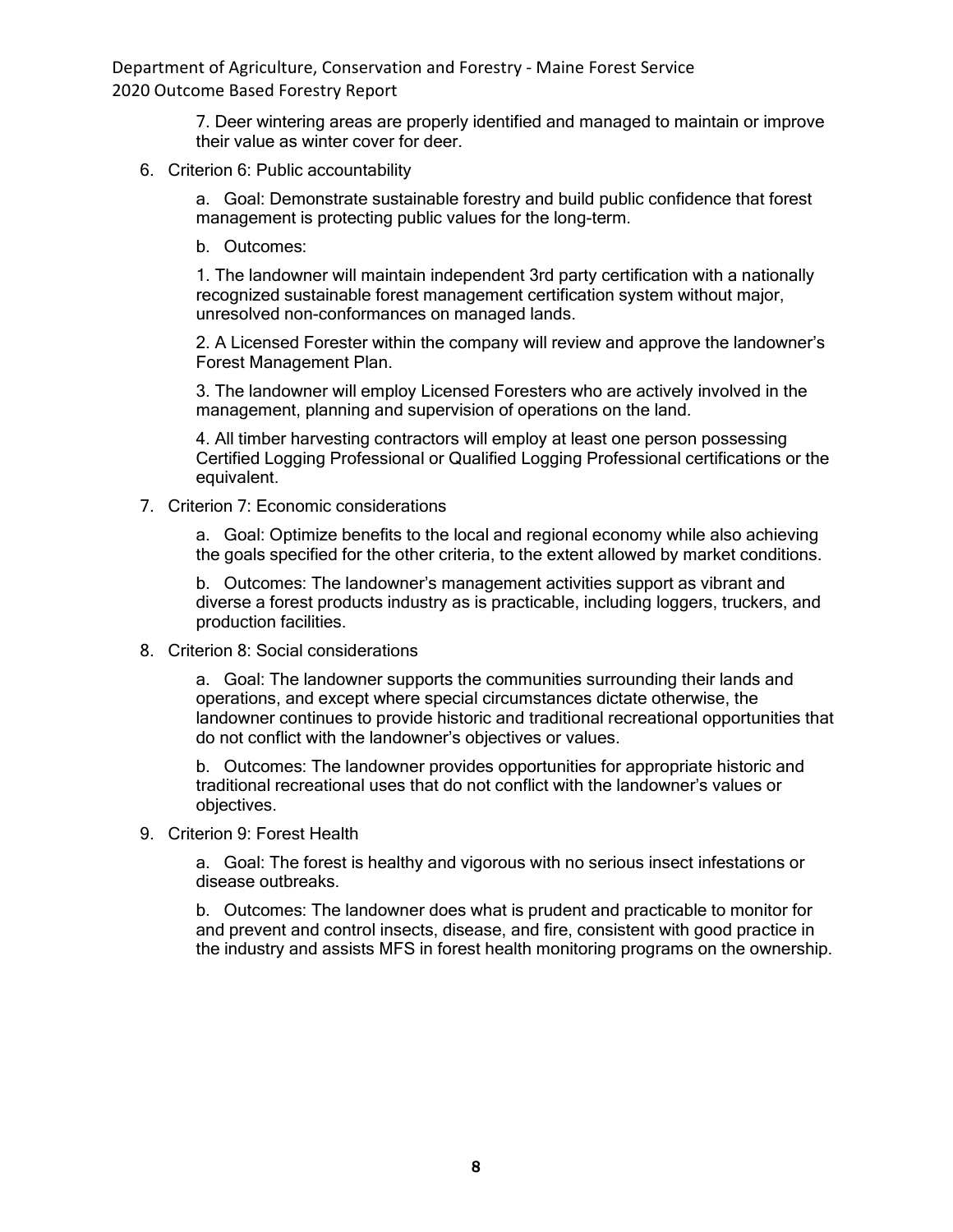7. Deer wintering areas are properly identified and managed to maintain or improve their value as winter cover for deer.

6. Criterion 6: Public accountability

   a. Goal: Demonstrate sustainable forestry and build public confidence that forest management is protecting public values for the long-term.

   b. Outcomes:

   1. The landowner will maintain independent 3rd party certification with a nationally recognized sustainable forest management certification system without major, unresolved non-conformances on managed lands.

   2. A Licensed Forester within the company will review and approve the landowner's Forest Management Plan.

   3. The landowner will employ Licensed Foresters who are actively involved in the management, planning and supervision of operations on the land.

   4. All timber harvesting contractors will employ at least one person possessing Certified Logging Professional or Qualified Logging Professional certifications or the equivalent.

7. Criterion 7: Economic considerations

   a. Goal: Optimize benefits to the local and regional economy while also achieving the goals specified for the other criteria, to the extent allowed by market conditions.

   b. Outcomes: The landowner's management activities support as vibrant and diverse a forest products industry as is practicable, including loggers, truckers, and production facilities.

8. Criterion 8: Social considerations

   a. Goal: The landowner supports the communities surrounding their lands and operations, and except where special circumstances dictate otherwise, the landowner continues to provide historic and traditional recreational opportunities that do not conflict with the landowner's objectives or values.

   b. Outcomes: The landowner provides opportunities for appropriate historic and traditional recreational uses that do not conflict with the landowner's values or objectives.

9. Criterion 9: Forest Health

   a. Goal: The forest is healthy and vigorous with no serious insect infestations or disease outbreaks.

   b. Outcomes: The landowner does what is prudent and practicable to monitor for and prevent and control insects, disease, and fire, consistent with good practice in the industry and assists MFS in forest health monitoring programs on the ownership.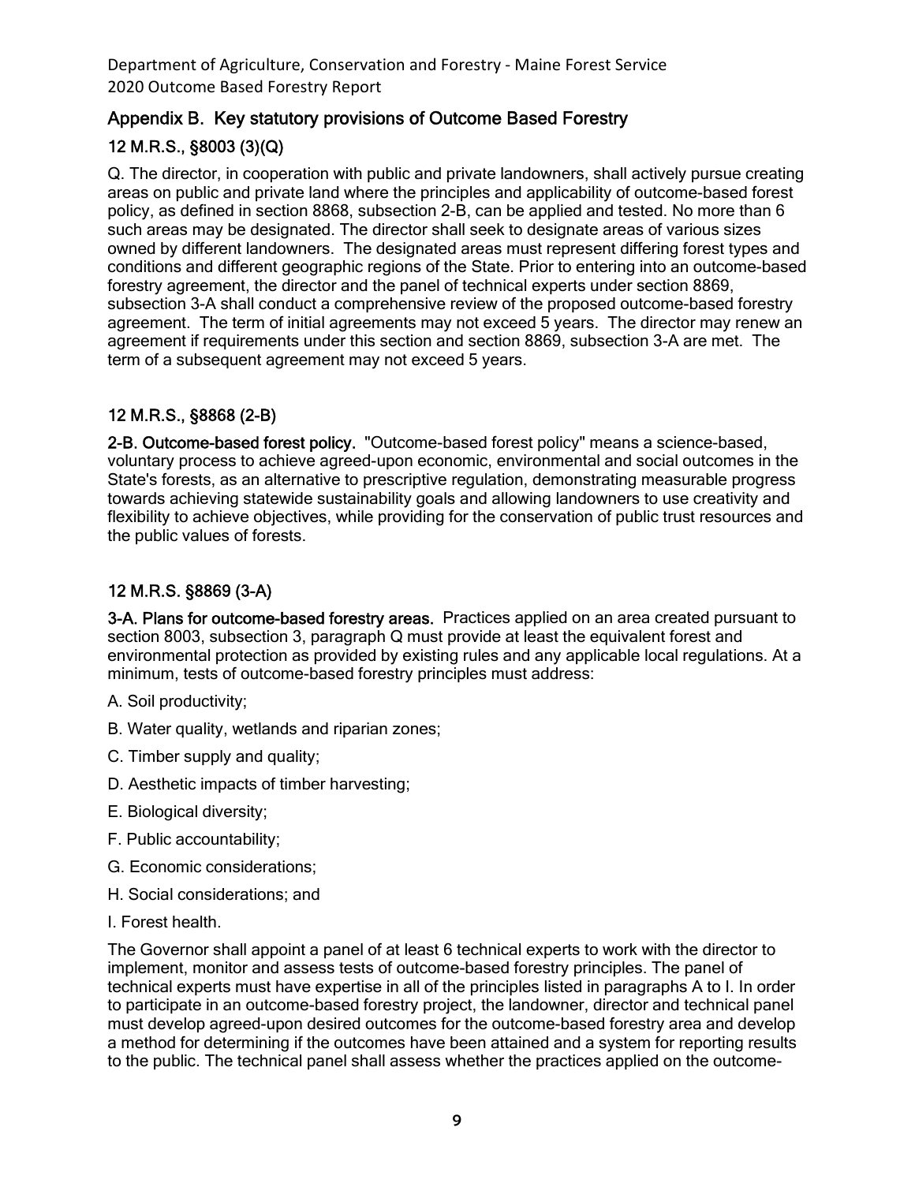## Appendix B. Key statutory provisions of Outcome Based Forestry

### 12 M.R.S., §8003 (3)(Q)

Q. The director, in cooperation with public and private landowners, shall actively pursue creating areas on public and private land where the principles and applicability of outcome-based forest policy, as defined in section 8868, subsection 2-B, can be applied and tested. No more than 6 such areas may be designated. The director shall seek to designate areas of various sizes owned by different landowners. The designated areas must represent differing forest types and conditions and different geographic regions of the State. Prior to entering into an outcome-based forestry agreement, the director and the panel of technical experts under section 8869, subsection 3-A shall conduct a comprehensive review of the proposed outcome-based forestry agreement. The term of initial agreements may not exceed 5 years. The director may renew an agreement if requirements under this section and section 8869, subsection 3-A are met. The term of a subsequent agreement may not exceed 5 years.

### 12 M.R.S., §8868 (2-B)

**2-B. Outcome-based forest policy.** "Outcome-based forest policy" means a science-based, voluntary process to achieve agreed-upon economic, environmental and social outcomes in the State's forests, as an alternative to prescriptive regulation, demonstrating measurable progress towards achieving statewide sustainability goals and allowing landowners to use creativity and flexibility to achieve objectives, while providing for the conservation of public trust resources and the public values of forests.

### 12 M.R.S. §8869 (3-A)

**3-A. Plans for outcome-based forestry areas.** Practices applied on an area created pursuant to section 8003, subsection 3, paragraph Q must provide at least the equivalent forest and environmental protection as provided by existing rules and any applicable local regulations. At a minimum, tests of outcome-based forestry principles must address:

A. Soil productivity;

B. Water quality, wetlands and riparian zones;

C. Timber supply and quality;

D. Aesthetic impacts of timber harvesting;

E. Biological diversity;

F. Public accountability;

G. Economic considerations;

H. Social considerations; and

I. Forest health.

The Governor shall appoint a panel of at least 6 technical experts to work with the director to implement, monitor and assess tests of outcome-based forestry principles. The panel of technical experts must have expertise in all of the principles listed in paragraphs A to I. In order to participate in an outcome-based forestry project, the landowner, director and technical panel must develop agreed-upon desired outcomes for the outcome-based forestry area and develop a method for determining if the outcomes have been attained and a system for reporting results to the public. The technical panel shall assess whether the practices applied on the outcome-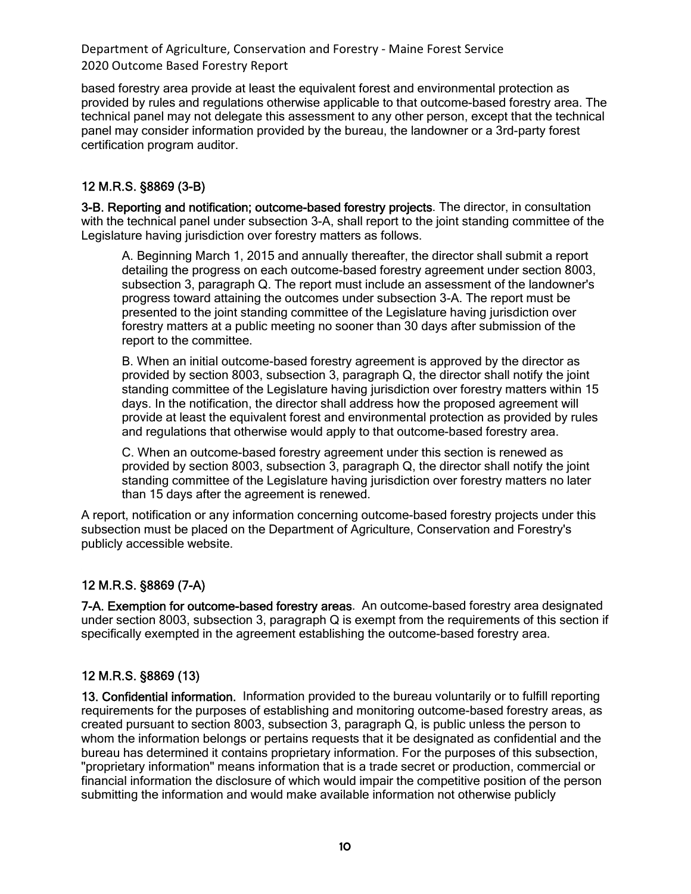based forestry area provide at least the equivalent forest and environmental protection as provided by rules and regulations otherwise applicable to that outcome-based forestry area. The technical panel may not delegate this assessment to any other person, except that the technical panel may consider information provided by the bureau, the landowner or a 3rd-party forest certification program auditor.

## 12 M.R.S. §8869 (3-B)

**3-B. Reporting and notification; outcome-based forestry projects**. The director, in consultation with the technical panel under subsection 3-A, shall report to the joint standing committee of the Legislature having jurisdiction over forestry matters as follows.

A. Beginning March 1, 2015 and annually thereafter, the director shall submit a report detailing the progress on each outcome-based forestry agreement under section 8003, subsection 3, paragraph Q. The report must include an assessment of the landowner's progress toward attaining the outcomes under subsection 3-A. The report must be presented to the joint standing committee of the Legislature having jurisdiction over forestry matters at a public meeting no sooner than 30 days after submission of the report to the committee.

B. When an initial outcome-based forestry agreement is approved by the director as provided by section 8003, subsection 3, paragraph Q, the director shall notify the joint standing committee of the Legislature having jurisdiction over forestry matters within 15 days. In the notification, the director shall address how the proposed agreement will provide at least the equivalent forest and environmental protection as provided by rules and regulations that otherwise would apply to that outcome-based forestry area.

C. When an outcome-based forestry agreement under this section is renewed as provided by section 8003, subsection 3, paragraph Q, the director shall notify the joint standing committee of the Legislature having jurisdiction over forestry matters no later than 15 days after the agreement is renewed.

A report, notification or any information concerning outcome-based forestry projects under this subsection must be placed on the Department of Agriculture, Conservation and Forestry's publicly accessible website.

## 12 M.R.S. §8869 (7-A)

**7-A. Exemption for outcome-based forestry areas**. An outcome-based forestry area designated under section 8003, subsection 3, paragraph Q is exempt from the requirements of this section if specifically exempted in the agreement establishing the outcome-based forestry area.

## 12 M.R.S. §8869 (13)

**13. Confidential information.** Information provided to the bureau voluntarily or to fulfill reporting requirements for the purposes of establishing and monitoring outcome-based forestry areas, as created pursuant to section 8003, subsection 3, paragraph Q, is public unless the person to whom the information belongs or pertains requests that it be designated as confidential and the bureau has determined it contains proprietary information. For the purposes of this subsection, "proprietary information" means information that is a trade secret or production, commercial or financial information the disclosure of which would impair the competitive position of the person submitting the information and would make available information not otherwise publicly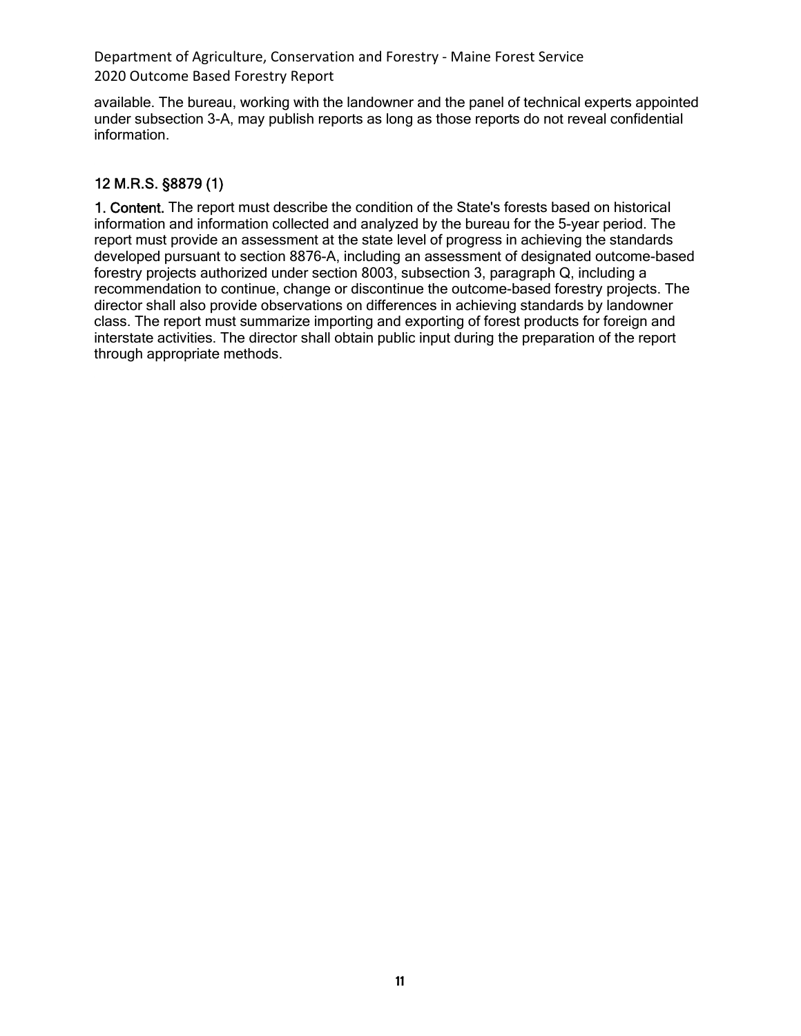available. The bureau, working with the landowner and the panel of technical experts appointed under subsection 3-A, may publish reports as long as those reports do not reveal confidential information.

## 12 M.R.S. §8879 (1)

**1. Content.** The report must describe the condition of the State's forests based on historical information and information collected and analyzed by the bureau for the 5-year period. The report must provide an assessment at the state level of progress in achieving the standards developed pursuant to section 8876-A, including an assessment of designated outcome-based forestry projects authorized under section 8003, subsection 3, paragraph Q, including a recommendation to continue, change or discontinue the outcome-based forestry projects. The director shall also provide observations on differences in achieving standards by landowner class. The report must summarize importing and exporting of forest products for foreign and interstate activities. The director shall obtain public input during the preparation of the report through appropriate methods.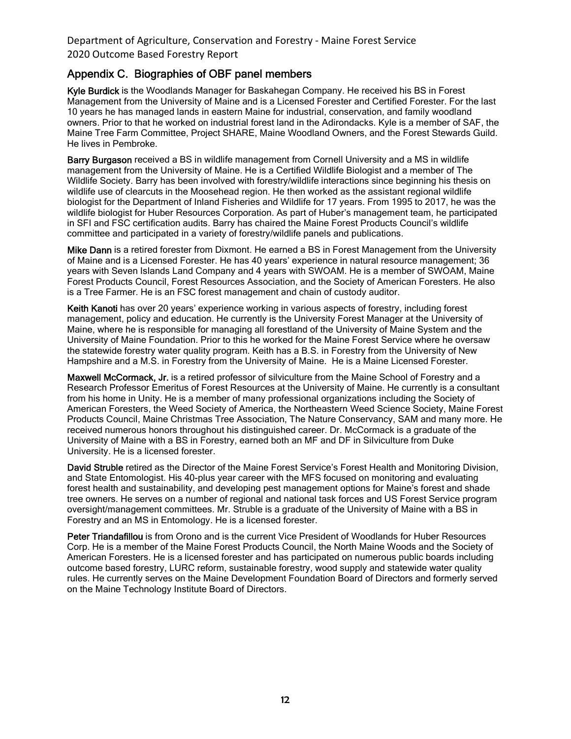## Appendix C. Biographies of OBF panel members

**Kyle Burdick** is the Woodlands Manager for Baskahegan Company. He received his BS in Forest Management from the University of Maine and is a Licensed Forester and Certified Forester. For the last 10 years he has managed lands in eastern Maine for industrial, conservation, and family woodland owners. Prior to that he worked on industrial forest land in the Adirondacks. Kyle is a member of SAF, the Maine Tree Farm Committee, Project SHARE, Maine Woodland Owners, and the Forest Stewards Guild. He lives in Pembroke.

**Barry Burgason** received a BS in wildlife management from Cornell University and a MS in wildlife management from the University of Maine. He is a Certified Wildlife Biologist and a member of The Wildlife Society. Barry has been involved with forestry/wildlife interactions since beginning his thesis on wildlife use of clearcuts in the Moosehead region. He then worked as the assistant regional wildlife biologist for the Department of Inland Fisheries and Wildlife for 17 years. From 1995 to 2017, he was the wildlife biologist for Huber Resources Corporation. As part of Huber's management team, he participated in SFI and FSC certification audits. Barry has chaired the Maine Forest Products Council's wildlife committee and participated in a variety of forestry/wildlife panels and publications.

**Mike Dann** is a retired forester from Dixmont. He earned a BS in Forest Management from the University of Maine and is a Licensed Forester. He has 40 years' experience in natural resource management; 36 years with Seven Islands Land Company and 4 years with SWOAM. He is a member of SWOAM, Maine Forest Products Council, Forest Resources Association, and the Society of American Foresters. He also is a Tree Farmer. He is an FSC forest management and chain of custody auditor.

**Keith Kanoti** has over 20 years' experience working in various aspects of forestry, including forest management, policy and education. He currently is the University Forest Manager at the University of Maine, where he is responsible for managing all forestland of the University of Maine System and the University of Maine Foundation. Prior to this he worked for the Maine Forest Service where he oversaw the statewide forestry water quality program. Keith has a B.S. in Forestry from the University of New Hampshire and a M.S. in Forestry from the University of Maine. He is a Maine Licensed Forester.

**Maxwell McCormack, Jr.** is a retired professor of silviculture from the Maine School of Forestry and a Research Professor Emeritus of Forest Resources at the University of Maine. He currently is a consultant from his home in Unity. He is a member of many professional organizations including the Society of American Foresters, the Weed Society of America, the Northeastern Weed Science Society, Maine Forest Products Council, Maine Christmas Tree Association, The Nature Conservancy, SAM and many more. He received numerous honors throughout his distinguished career. Dr. McCormack is a graduate of the University of Maine with a BS in Forestry, earned both an MF and DF in Silviculture from Duke University. He is a licensed forester.

**David Struble** retired as the Director of the Maine Forest Service's Forest Health and Monitoring Division, and State Entomologist. His 40-plus year career with the MFS focused on monitoring and evaluating forest health and sustainability, and developing pest management options for Maine's forest and shade tree owners. He serves on a number of regional and national task forces and US Forest Service program oversight/management committees. Mr. Struble is a graduate of the University of Maine with a BS in Forestry and an MS in Entomology. He is a licensed forester.

**Peter Triandafillou** is from Orono and is the current Vice President of Woodlands for Huber Resources Corp. He is a member of the Maine Forest Products Council, the North Maine Woods and the Society of American Foresters. He is a licensed forester and has participated on numerous public boards including outcome based forestry, LURC reform, sustainable forestry, wood supply and statewide water quality rules. He currently serves on the Maine Development Foundation Board of Directors and formerly served on the Maine Technology Institute Board of Directors.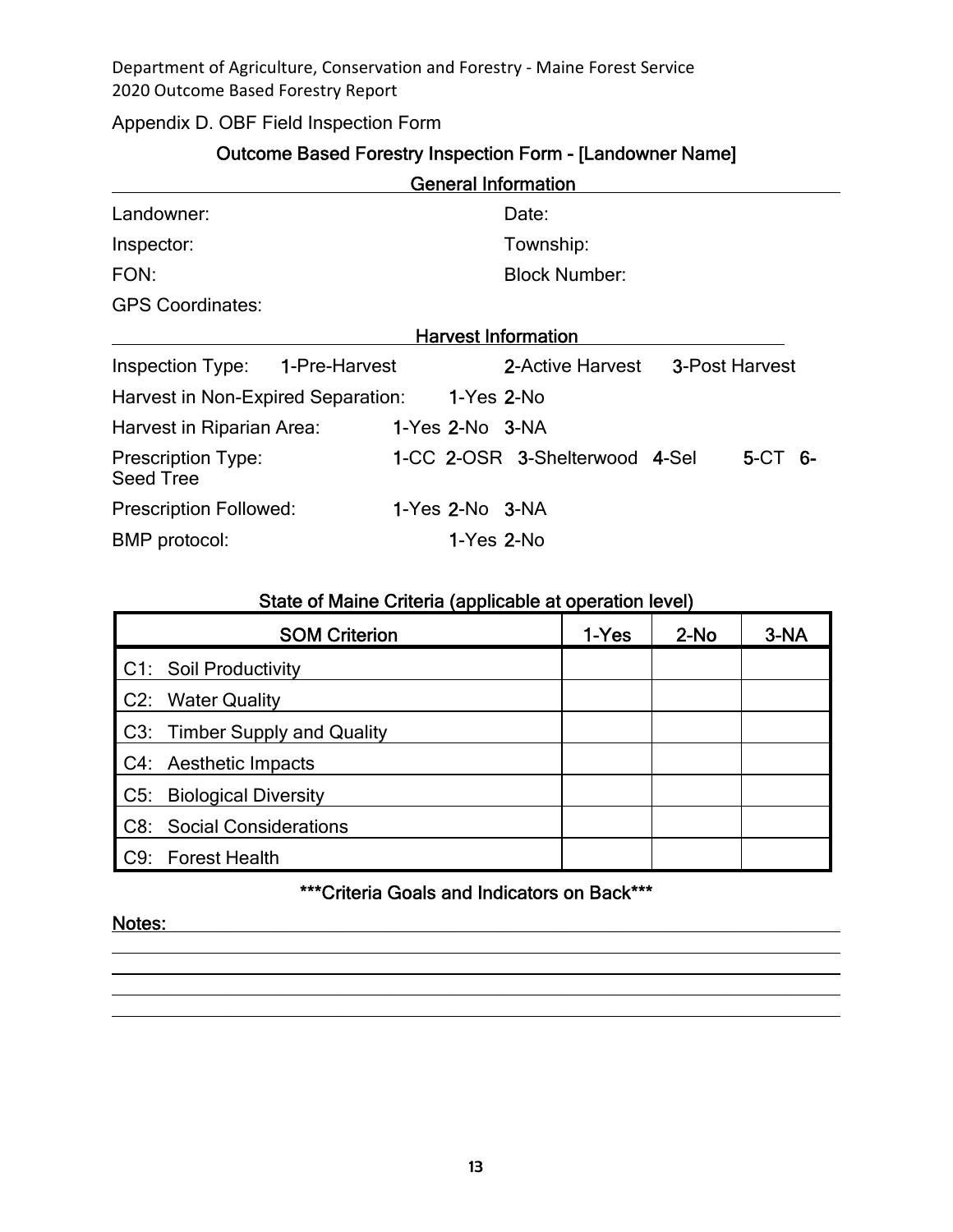Appendix D. OBF Field Inspection Form

## Outcome Based Forestry Inspection Form - [Landowner Name]

### General Information

Landowner: Date:

Inspector: Township:

FON: Block Number:

GPS Coordinates:

### Harvest Information

Inspection Type: 1-Pre-Harvest 2-Active Harvest 3-Post Harvest

Harvest in Non-Expired Separation: 1-Yes 2-No

Harvest in Riparian Area: 1-Yes 2-No 3-NA

Prescription Type: 1-CC 2-OSR 3-Shelterwood 4-Sel 5-CT 6-Seed Tree

Prescription Followed: 1-Yes 2-No 3-NA

BMP protocol: 1-Yes 2-No

### State of Maine Criteria (applicable at operation level)

| SOM Criterion | 1-Yes | 2-No | 3-NA |
|---|---|---|---|
| C1: Soil Productivity | | | |
| C2: Water Quality | | | |
| C3: Timber Supply and Quality | | | |
| C4: Aesthetic Impacts | | | |
| C5: Biological Diversity | | | |
| C8: Social Considerations | | | |
| C9: Forest Health | | | |

**\*\*\*Criteria Goals and Indicators on Back\*\*\***

Notes: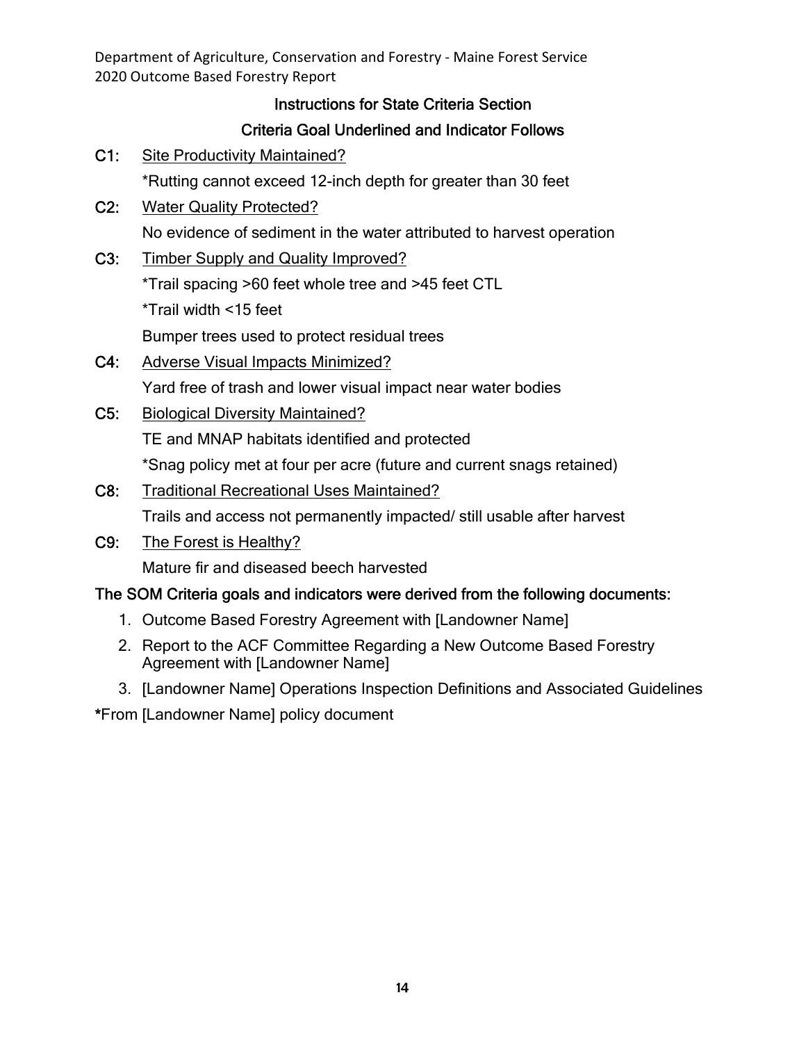## Instructions for State Criteria Section

### Criteria Goal Underlined and Indicator Follows

C1: <u>Site Productivity Maintained?</u>

*Rutting cannot exceed 12-inch depth for greater than 30 feet

C2: <u>Water Quality Protected?</u>

No evidence of sediment in the water attributed to harvest operation

C3: <u>Timber Supply and Quality Improved?</u>

*Trail spacing >60 feet whole tree and >45 feet CTL

*Trail width <15 feet

Bumper trees used to protect residual trees

C4: <u>Adverse Visual Impacts Minimized?</u>

Yard free of trash and lower visual impact near water bodies

C5: <u>Biological Diversity Maintained?</u>

TE and MNAP habitats identified and protected

*Snag policy met at four per acre (future and current snags retained)

C8: <u>Traditional Recreational Uses Maintained?</u>

Trails and access not permanently impacted/ still usable after harvest

C9: <u>The Forest is Healthy?</u>

Mature fir and diseased beech harvested

**The SOM Criteria goals and indicators were derived from the following documents:**

1. Outcome Based Forestry Agreement with [Landowner Name]
2. Report to the ACF Committee Regarding a New Outcome Based Forestry Agreement with [Landowner Name]
3. [Landowner Name] Operations Inspection Definitions and Associated Guidelines

*From [Landowner Name] policy document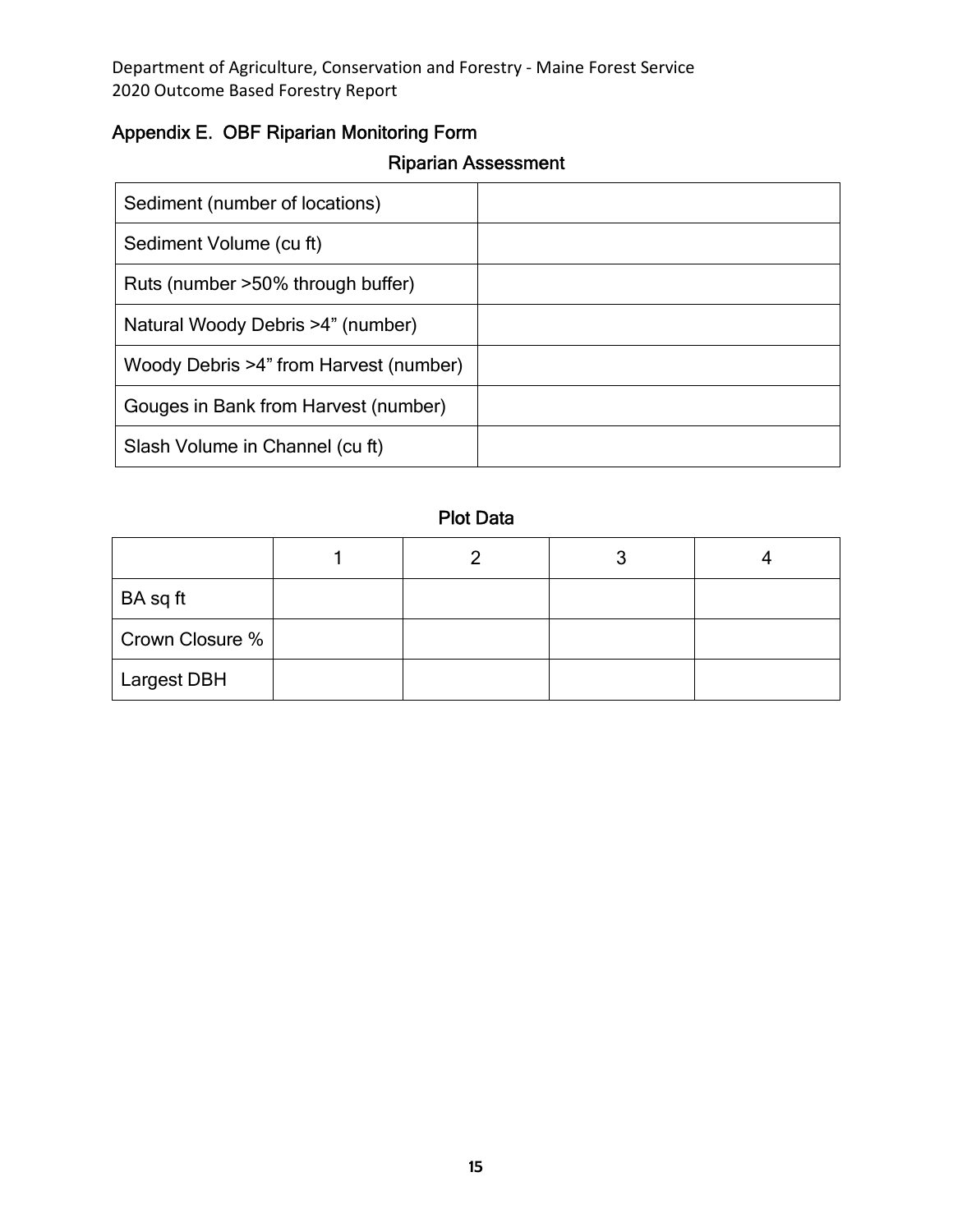## Appendix E. OBF Riparian Monitoring Form

### Riparian Assessment

| | |
|---|---|
| Sediment (number of locations) | |
| Sediment Volume (cu ft) | |
| Ruts (number >50% through buffer) | |
| Natural Woody Debris >4" (number) | |
| Woody Debris >4" from Harvest (number) | |
| Gouges in Bank from Harvest (number) | |
| Slash Volume in Channel (cu ft) | |

### Plot Data

| | 1 | 2 | 3 | 4 |
|---|---|---|---|---|
| BA sq ft | | | | |
| Crown Closure % | | | | |
| Largest DBH | | | | |